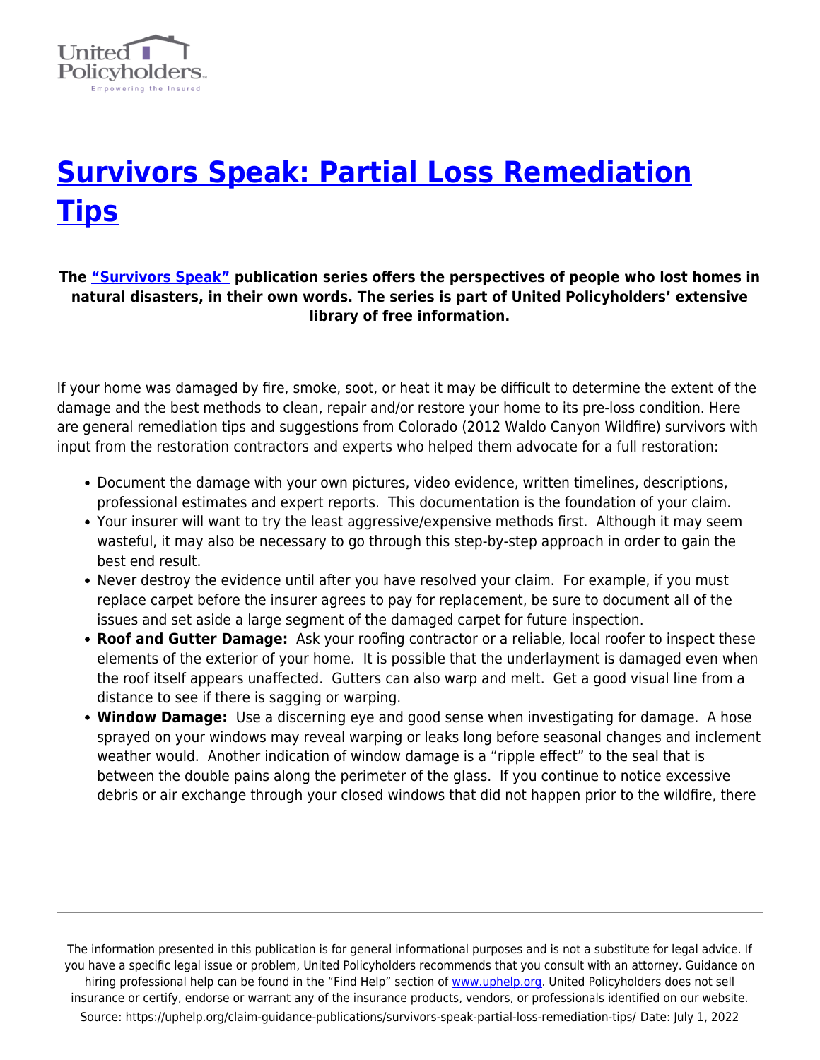# [Survivors Speak: Partial Loss Remediation Tips](https://uphelp.org/claim-guidance-publications/survivors-speak-partial-loss-remediation-tips/)

**The "Survivors Speak" publication series offers the perspectives of people who lost homes in natural disasters, in their own words. The series is part of United Policyholders' extensive library of free information.**

If your home was damaged by fire, smoke, soot, or heat it may be difficult to determine the extent of the damage and the best methods to clean, repair and/or restore your home to its pre-loss condition. Here are general remediation tips and suggestions from Colorado (2012 Waldo Canyon Wildfire) survivors with input from the restoration contractors and experts who helped them advocate for a full restoration:

- Document the damage with your own pictures, video evidence, written timelines, descriptions, professional estimates and expert reports. This documentation is the foundation of your claim.
- Your insurer will want to try the least aggressive/expensive methods first. Although it may seem wasteful, it may also be necessary to go through this step-by-step approach in order to gain the best end result.
- Never destroy the evidence until after you have resolved your claim. For example, if you must replace carpet before the insurer agrees to pay for replacement, be sure to document all of the issues and set aside a large segment of the damaged carpet for future inspection.
- **Roof and Gutter Damage:** Ask your roofing contractor or a reliable, local roofer to inspect these elements of the exterior of your home. It is possible that the underlayment is damaged even when the roof itself appears unaffected. Gutters can also warp and melt. Get a good visual line from a distance to see if there is sagging or warping.
- **Window Damage:** Use a discerning eye and good sense when investigating for damage. A hose sprayed on your windows may reveal warping or leaks long before seasonal changes and inclement weather would. Another indication of window damage is a "ripple effect" to the seal that is between the double pains along the perimeter of the glass. If you continue to notice excessive debris or air exchange through your closed windows that did not happen prior to the wildfire, there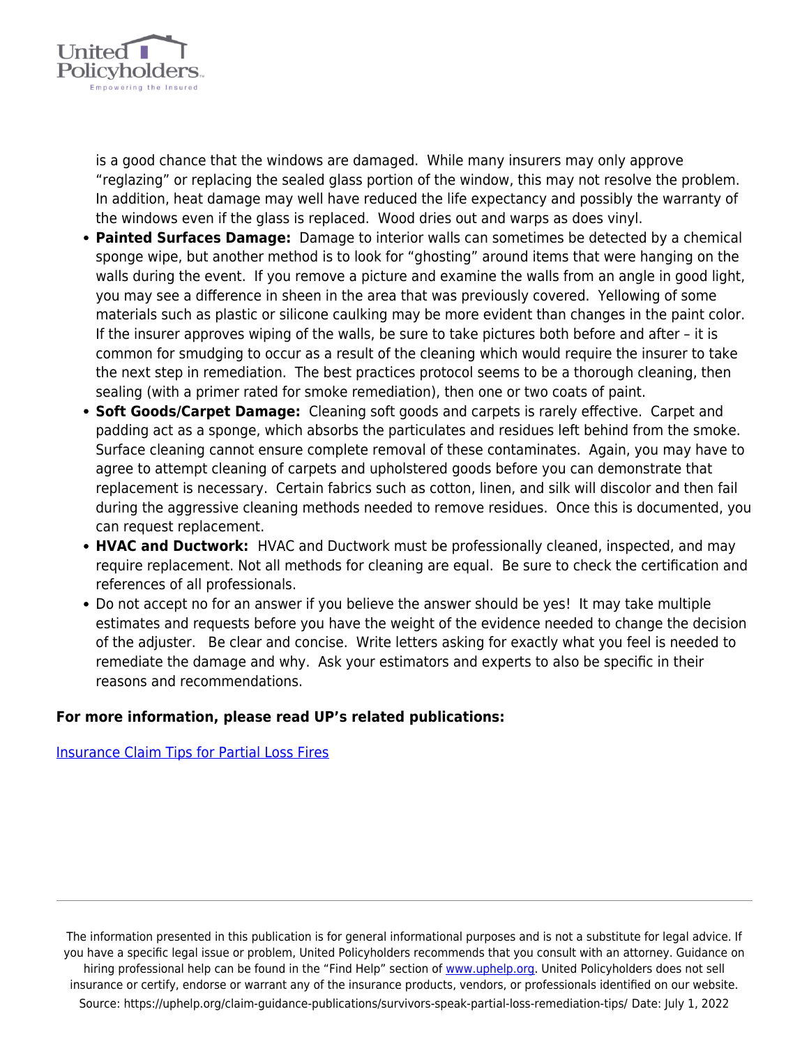is a good chance that the windows are damaged. While many insurers may only approve "reglazing" or replacing the sealed glass portion of the window, this may not resolve the problem. In addition, heat damage may well have reduced the life expectancy and possibly the warranty of the windows even if the glass is replaced. Wood dries out and warps as does vinyl.

- **Painted Surfaces Damage:** Damage to interior walls can sometimes be detected by a chemical sponge wipe, but another method is to look for "ghosting" around items that were hanging on the walls during the event. If you remove a picture and examine the walls from an angle in good light, you may see a difference in sheen in the area that was previously covered. Yellowing of some materials such as plastic or silicone caulking may be more evident than changes in the paint color. If the insurer approves wiping of the walls, be sure to take pictures both before and after – it is common for smudging to occur as a result of the cleaning which would require the insurer to take the next step in remediation. The best practices protocol seems to be a thorough cleaning, then sealing (with a primer rated for smoke remediation), then one or two coats of paint.
- **Soft Goods/Carpet Damage:** Cleaning soft goods and carpets is rarely effective. Carpet and padding act as a sponge, which absorbs the particulates and residues left behind from the smoke. Surface cleaning cannot ensure complete removal of these contaminates. Again, you may have to agree to attempt cleaning of carpets and upholstered goods before you can demonstrate that replacement is necessary. Certain fabrics such as cotton, linen, and silk will discolor and then fail during the aggressive cleaning methods needed to remove residues. Once this is documented, you can request replacement.
- **HVAC and Ductwork:** HVAC and Ductwork must be professionally cleaned, inspected, and may require replacement. Not all methods for cleaning are equal. Be sure to check the certification and references of all professionals.
- Do not accept no for an answer if you believe the answer should be yes! It may take multiple estimates and requests before you have the weight of the evidence needed to change the decision of the adjuster. Be clear and concise. Write letters asking for exactly what you feel is needed to remediate the damage and why. Ask your estimators and experts to also be specific in their reasons and recommendations.

**For more information, please read UP's related publications:**

[Insurance Claim Tips for Partial Loss Fires]

The information presented in this publication is for general informational purposes and is not a substitute for legal advice. If you have a specific legal issue or problem, United Policyholders recommends that you consult with an attorney. Guidance on hiring professional help can be found in the "Find Help" section of www.uphelp.org. United Policyholders does not sell insurance or certify, endorse or warrant any of the insurance products, vendors, or professionals identified on our website.
Source: https://uphelp.org/claim-guidance-publications/survivors-speak-partial-loss-remediation-tips/ Date: July 1, 2022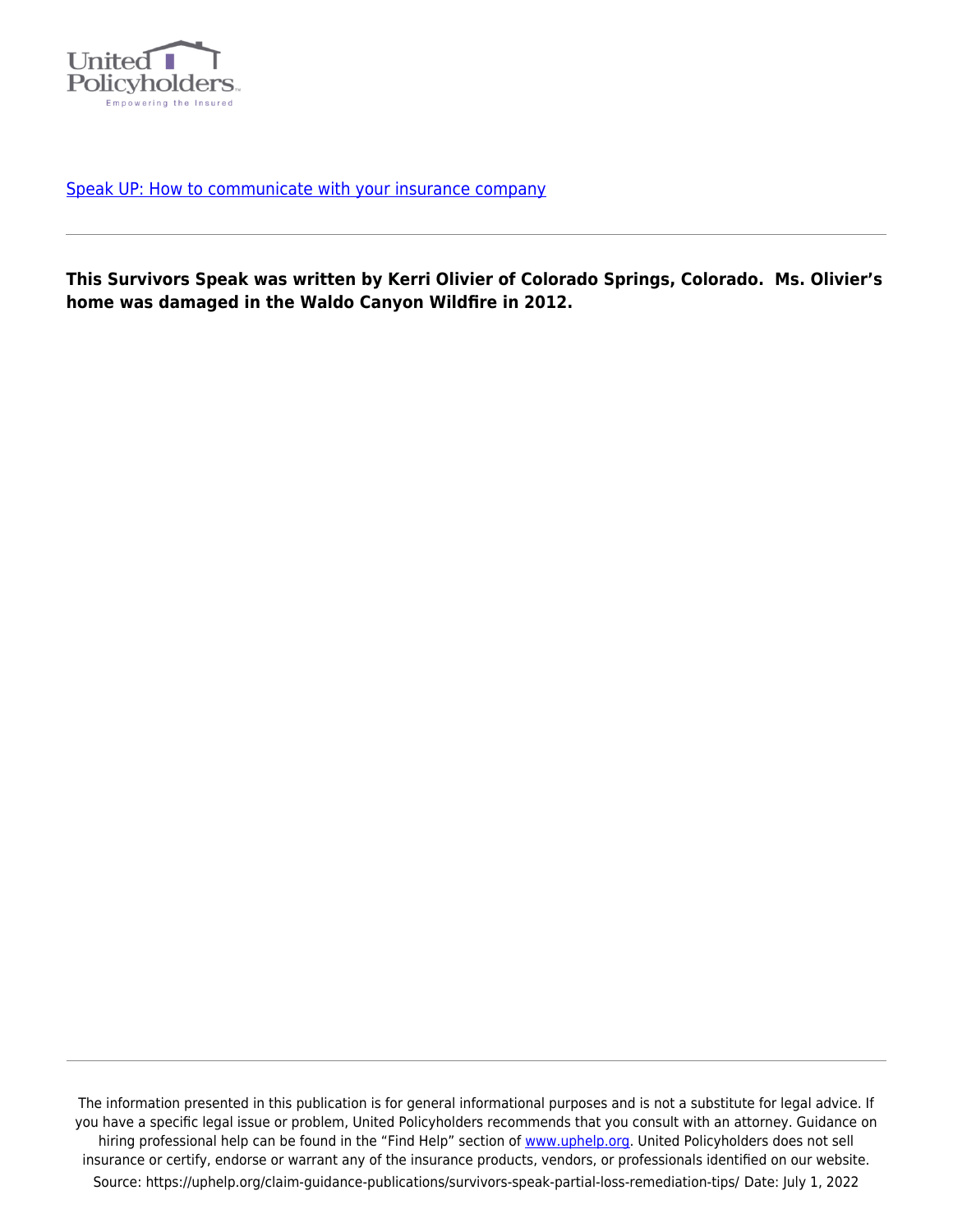[Speak UP: How to communicate with your insurance company]

---

**This Survivors Speak was written by Kerri Olivier of Colorado Springs, Colorado. Ms. Olivier's home was damaged in the Waldo Canyon Wildfire in 2012.**

---

The information presented in this publication is for general informational purposes and is not a substitute for legal advice. If you have a specific legal issue or problem, United Policyholders recommends that you consult with an attorney. Guidance on hiring professional help can be found in the "Find Help" section of www.uphelp.org. United Policyholders does not sell insurance or certify, endorse or warrant any of the insurance products, vendors, or professionals identified on our website.

Source: https://uphelp.org/claim-guidance-publications/survivors-speak-partial-loss-remediation-tips/ Date: July 1, 2022